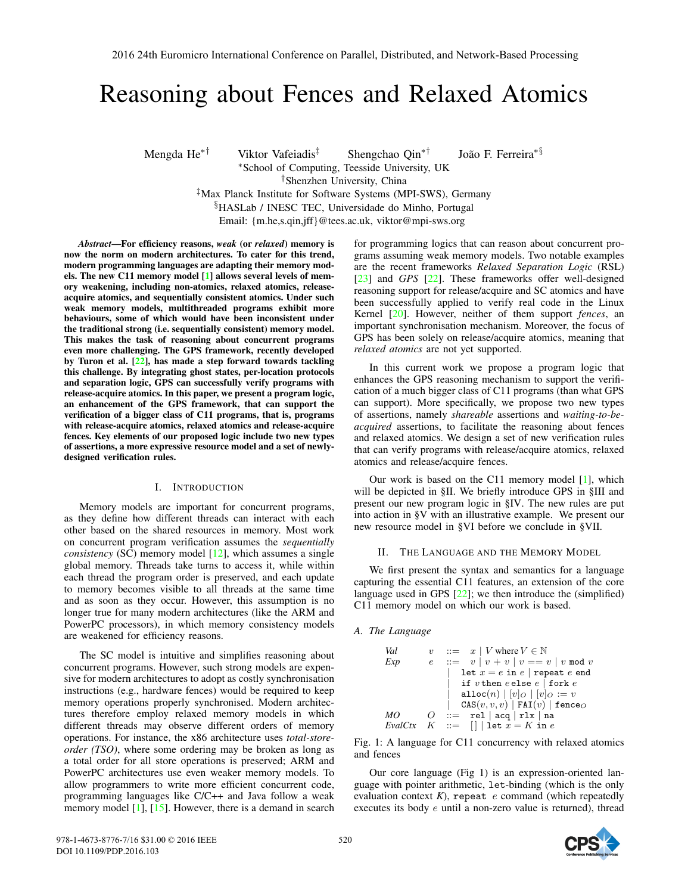# Reasoning about Fences and Relaxed Atomics

Mengda He[*†] Viktor Vafeiadis[‡] Shengchao Qin[*†] João F. Ferreira[*§]

[*]School of Computing, Teesside University, UK
[†]Shenzhen University, China
[‡]Max Planck Institute for Software Systems (MPI-SWS), Germany
[§]HASLab / INESC TEC, Universidade do Minho, Portugal
Email: {m.he,s.qin,jff}@tees.ac.uk, viktor@mpi-sws.org

***Abstract*—For efficiency reasons, *weak* (or *relaxed*) memory is now the norm on modern architectures. To cater for this trend, modern programming languages are adapting their memory models. The new C11 memory model [1] allows several levels of memory weakening, including non-atomics, relaxed atomics, release-acquire atomics, and sequentially consistent atomics. Under such weak memory models, multithreaded programs exhibit more behaviours, some of which would have been inconsistent under the traditional strong (i.e. sequentially consistent) memory model. This makes the task of reasoning about concurrent programs even more challenging. The GPS framework, recently developed by Turon et al. [22], has made a step forward towards tackling this challenge. By integrating ghost states, per-location protocols and separation logic, GPS can successfully verify programs with release-acquire atomics. In this paper, we present a program logic, an enhancement of the GPS framework, that can support the verification of a bigger class of C11 programs, that is, programs with release-acquire atomics, relaxed atomics and release-acquire fences. Key elements of our proposed logic include two new types of assertions, a more expressive resource model and a set of newly-designed verification rules.**

## I. Introduction

Memory models are important for concurrent programs, as they define how different threads can interact with each other based on the shared resources in memory. Most work on concurrent program verification assumes the *sequentially consistency* (SC) memory model [12], which assumes a single global memory. Threads take turns to access it, while within each thread the program order is preserved, and each update to memory becomes visible to all threads at the same time and as soon as they occur. However, this assumption is no longer true for many modern architectures (like the ARM and PowerPC processors), in which memory consistency models are weakened for efficiency reasons.

The SC model is intuitive and simplifies reasoning about concurrent programs. However, such strong models are expensive for modern architectures to adopt as costly synchronisation instructions (e.g., hardware fences) would be required to keep memory operations properly synchronised. Modern architectures therefore employ relaxed memory models in which different threads may observe different orders of memory operations. For instance, the x86 architecture uses *total-store-order (TSO)*, where some ordering may be broken as long as a total order for all store operations is preserved; ARM and PowerPC architectures use even weaker memory models. To allow programmers to write more efficient concurrent code, programming languages like C/C++ and Java follow a weak memory model [1], [15]. However, there is a demand in search for programming logics that can reason about concurrent programs assuming weak memory models. Two notable examples are the recent frameworks *Relaxed Separation Logic* (RSL) [23] and *GPS* [22]. These frameworks offer well-designed reasoning support for release/acquire and SC atomics and have been successfully applied to verify real code in the Linux Kernel [20]. However, neither of them support *fences*, an important synchronisation mechanism. Moreover, the focus of GPS has been solely on release/acquire atomics, meaning that *relaxed atomics* are not yet supported.

In this current work we propose a program logic that enhances the GPS reasoning mechanism to support the verification of a much bigger class of C11 programs (than what GPS can support). More specifically, we propose two new types of assertions, namely *shareable* assertions and *waiting-to-be-acquired* assertions, to facilitate the reasoning about fences and relaxed atomics. We design a set of new verification rules that can verify programs with release/acquire atomics, relaxed atomics and release/acquire fences.

Our work is based on the C11 memory model [1], which will be depicted in §II. We briefly introduce GPS in §III and present our new program logic in §IV. The new rules are put into action in §V with an illustrative example. We present our new resource model in §VI before we conclude in §VII.

## II. The Language and the Memory Model

We first present the syntax and semantics for a language capturing the essential C11 features, an extension of the core language used in GPS [22]; we then introduce the (simplified) C11 memory model on which our work is based.

### A. The Language

$$
\begin{array}{llll}
\textit{Val} & v & ::= & x \mid V \text{ where } V \in \mathbb{N} \\
\textit{Exp} & e & ::= & v \mid v + v \mid v == v \mid v \texttt{ mod } v \\
 & & \mid & \texttt{let } x = e \texttt{ in } e \mid \texttt{repeat } e \texttt{ end} \\
 & & \mid & \texttt{if } v \texttt{ then } e \texttt{ else } e \mid \texttt{fork } e \\
 & & \mid & \texttt{alloc}(n) \mid [v]_O \mid [v]_O := v \\
 & & \mid & \texttt{CAS}(v, v, v) \mid \texttt{FAI}(v) \mid \texttt{fence}_O \\
\textit{MO} & O & ::= & \texttt{rel} \mid \texttt{acq} \mid \texttt{rlx} \mid \texttt{na} \\
\textit{EvalCtx} & K & ::= & [\,] \mid \texttt{let } x = K \texttt{ in } e
\end{array}
$$

Fig. 1: A language for C11 concurrency with relaxed atomics and fences

Our core language (Fig 1) is an expression-oriented language with pointer arithmetic, `let`-binding (which is the only evaluation context *K*), `repeat` *e* command (which repeatedly executes its body *e* until a non-zero value is returned), thread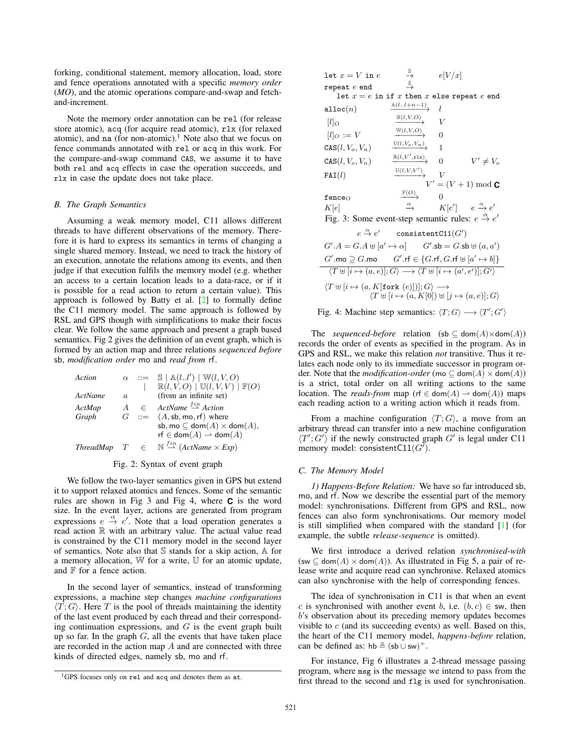forking, conditional statement, memory allocation, load, store and fence operations annotated with a specific *memory order* (*MO*), and the atomic operations compare-and-swap and fetch-and-increment.

Note the memory order annotation can be `rel` (for release store atomic), `acq` (for acquire read atomic), `rlx` (for relaxed atomic), and `na` (for non-atomic).[1] Note also that we focus on fence commands annotated with `rel` or `acq` in this work. For the compare-and-swap command `CAS`, we assume it to have both `rel` and `acq` effects in case the operation succeeds, and `rlx` in case the update does not take place.

### B. The Graph Semantics

Assuming a weak memory model, C11 allows different threads to have different observations of the memory. Therefore it is hard to express its semantics in terms of changing a single shared memory. Instead, we need to track the history of an execution, annotate the relations among its events, and then judge if that execution fulfils the memory model (e.g. whether an access to a certain location leads to a data-race, or if it is possible for a read action to return a certain value). This approach is followed by Batty et al. [2] to formally define the C11 memory model. The same approach is followed by RSL and GPS though with simplifications to make their focus clear. We follow the same approach and present a graph based semantics. Fig 2 gives the definition of an event graph, which is formed by an action map and three relations *sequenced before* sb, *modification order* mo and *read from* rf.

$$
\begin{array}{llll}
\textit{Action} & \alpha & ::= & \mathbb{S} \mid \mathbb{A}(l..l') \mid \mathbb{W}(l,V,O) \\
 & & \mid & \mathbb{R}(l,V,O) \mid \mathbb{U}(l,V,V) \mid \mathbb{F}(O) \\
\textit{ActName} & a & & \text{(from an infinite set)} \\
\textit{ActMap} & A & \in & \textit{ActName} \xrightarrow{fin} \textit{Action} \\
\textit{Graph} & G & ::= & (A, \mathsf{sb}, \mathsf{mo}, \mathsf{rf}) \text{ where} \\
 & & & \mathsf{sb}, \mathsf{mo} \subseteq \mathsf{dom}(A) \times \mathsf{dom}(A), \\
 & & & \mathsf{rf} \in \mathsf{dom}(A) \rightharpoonup \mathsf{dom}(A) \\
\textit{ThreadMap} & T & \in & \mathbb{N} \xrightarrow{fin} (\textit{ActName} \times \textit{Exp})
\end{array}
$$

Fig. 2: Syntax of event graph

We follow the two-layer semantics given in GPS but extend it to support relaxed atomics and fences. Some of the semantic rules are shown in Fig 3 and Fig 4, where $\mathbf{C}$ is the word size. In the event layer, actions are generated from program expressions $e \xrightarrow{\alpha} e'$. Note that a load operation generates a read action $\mathbb{R}$ with an arbitrary value. The actual value read is constrained by the C11 memory model in the second layer of semantics. Note also that $\mathbb{S}$ stands for a skip action, $\mathbb{A}$ for a memory allocation, $\mathbb{W}$ for a write, $\mathbb{U}$ for an atomic update, and $\mathbb{F}$ for a fence action.

In the second layer of semantics, instead of transforming expressions, a machine step changes *machine configurations* $\langle T; G\rangle$. Here $T$ is the pool of threads maintaining the identity of the last event produced by each thread and their corresponding continuation expressions, and $G$ is the event graph built up so far. In the graph $G$, all the events that have taken place are recorded in the action map $A$ and are connected with three kinds of directed edges, namely sb, mo and rf.

$$
\begin{array}{llll}
\texttt{let } x = V \texttt{ in } e & \xrightarrow{\mathbb{S}} & e[V/x] & \\
\texttt{repeat } e \texttt{ end} & \xrightarrow{\mathbb{S}} & & \\
\multicolumn{4}{l}{\quad \texttt{let } x = e \texttt{ in if } x \texttt{ then } x \texttt{ else repeat } e \texttt{ end}} \\
\texttt{alloc}(n) & \xrightarrow{\mathbb{A}(l..l+n-1)} & l & \\
[l]_O & \xrightarrow{\mathbb{R}(l,V,O)} & V & \\
[l]_O := V & \xrightarrow{\mathbb{W}(l,V,O)} & 0 & \\
\texttt{CAS}(l, V_o, V_n) & \xrightarrow{\mathbb{U}(l,V_o,V_n)} & 1 & \\
\texttt{CAS}(l, V_o, V_n) & \xrightarrow{\mathbb{R}(l,V',\texttt{rlx})} & 0 & V' \neq V_o \\
\texttt{FAI}(l) & \xrightarrow{\mathbb{U}(l,V,V')} & V & \\
 & & \multicolumn{2}{l}{V' = (V+1) \bmod \mathbf{C}} \\
\texttt{fence}_O & \xrightarrow{\mathbb{F}(O)} & 0 & \\
K[e] & \xrightarrow{\alpha} & K[e'] & e \xrightarrow{\alpha} e'
\end{array}
$$

Fig. 3: Some event-step semantic rules: $e \xrightarrow{\alpha} e'$

$$
\frac{\begin{array}{cc}
e \xrightarrow{\alpha} e' & \texttt{consistentC11}(G') \\
G'.A = G.A \uplus [a' \mapsto \alpha] & G'.\mathsf{sb} = G.\mathsf{sb} \uplus (a, a') \\
G'.\mathsf{mo} \supseteq G.\mathsf{mo} & G'.\mathsf{rf} \in \{G.\mathsf{rf}, G.\mathsf{rf} \uplus [a' \mapsto b]\}
\end{array}}{\langle T \uplus [i \mapsto (a, e)]; G\rangle \longrightarrow \langle T \uplus [i \mapsto (a', e')]; G'\rangle}
$$

$$
\begin{array}{l}
\langle T \uplus [i \mapsto (a, K[\texttt{fork } (e)])]; G\rangle \longrightarrow \\
\qquad \langle T \uplus [i \mapsto (a, K[0]) \uplus [j \mapsto (a, e)]; G\rangle
\end{array}
$$

Fig. 4: Machine step semantics: $\langle T; G\rangle \longrightarrow \langle T'; G'\rangle$

The *sequenced-before* relation ($\mathsf{sb} \subseteq \mathsf{dom}(A) \times \mathsf{dom}(A)$) records the order of events as specified in the program. As in GPS and RSL, we make this relation *not* transitive. Thus it relates each node only to its immediate successor in program order. Note that the *modification-order* ($\mathsf{mo} \subseteq \mathsf{dom}(A) \times \mathsf{dom}(A)$) is a strict, total order on all writing actions to the same location. The *reads-from* map ($\mathsf{rf} \in \mathsf{dom}(A) \rightharpoonup \mathsf{dom}(A)$) maps each reading action to a writing action which it reads from.

From a machine configuration $\langle T; G\rangle$, a move from an arbitrary thread can transfer into a new machine configuration $\langle T'; G'\rangle$ if the newly constructed graph $G'$ is legal under C11 memory model: $\mathsf{consistentC11}(G')$.

### C. The Memory Model

*1) Happens-Before Relation:* We have so far introduced sb, mo, and rf. Now we describe the essential part of the memory model: synchronisations. Different from GPS and RSL, now fences can also form synchronisations. Our memory model is still simplified when compared with the standard [1] (for example, the subtle *release-sequence* is omitted).

We first introduce a derived relation *synchronised-with* ($\mathsf{sw} \subseteq \mathsf{dom}(A) \times \mathsf{dom}(A)$). As illustrated in Fig 5, a pair of release write and acquire read can synchronise. Relaxed atomics can also synchronise with the help of corresponding fences.

The idea of synchronisation in C11 is that when an event $c$ is synchronised with another event $b$, i.e. $(b, c) \in \mathsf{sw}$, then $b$'s observation about its preceding memory updates becomes visible to $c$ (and its succeeding events) as well. Based on this, the heart of the C11 memory model, *happens-before* relation, can be defined as: $\mathsf{hb} \triangleq (\mathsf{sb} \cup \mathsf{sw})^+$.

For instance, Fig 6 illustrates a 2-thread message passing program, where `msg` is the message we intend to pass from the first thread to the second and `flg` is used for synchronisation.

[1] GPS focuses only on `rel` and `acq` and denotes them as `at`.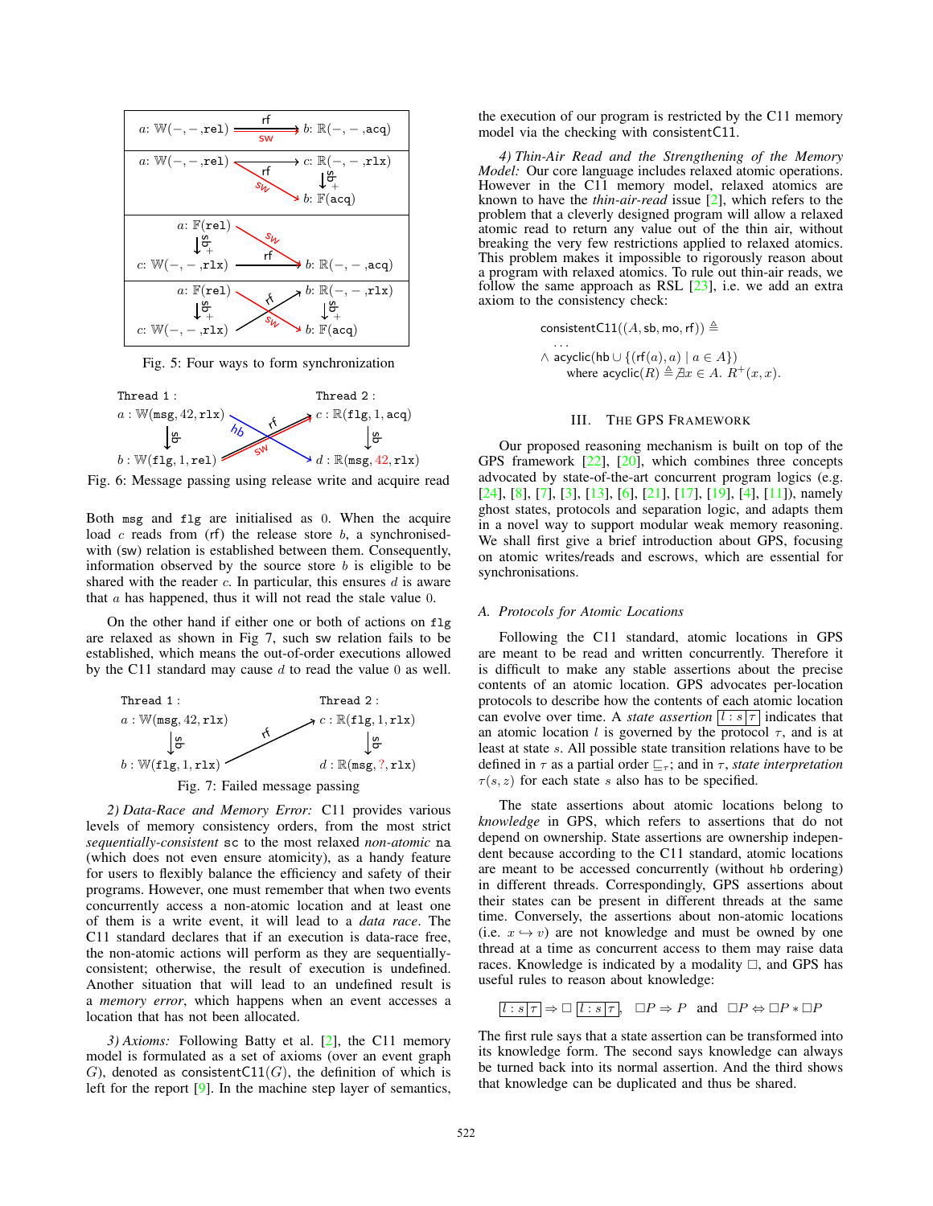Fig. 5: Four ways to form synchronization

Fig. 6: Message passing using release write and acquire read

Both msg and flg are initialised as 0. When the acquire load $c$ reads from (rf) the release store $b$, a synchronised-with (sw) relation is established between them. Consequently, information observed by the source store $b$ is eligible to be shared with the reader $c$. In particular, this ensures $d$ is aware that $a$ has happened, thus it will not read the stale value 0.

On the other hand if either one or both of actions on flg are relaxed as shown in Fig 7, such sw relation fails to be established, which means the out-of-order executions allowed by the C11 standard may cause $d$ to read the value 0 as well.

Fig. 7: Failed message passing

*2) Data-Race and Memory Error:* C11 provides various levels of memory consistency orders, from the most strict *sequentially-consistent* sc to the most relaxed *non-atomic* na (which does not even ensure atomicity), as a handy feature for users to flexibly balance the efficiency and safety of their programs. However, one must remember that when two events concurrently access a non-atomic location and at least one of them is a write event, it will lead to a *data race*. The C11 standard declares that if an execution is data-race free, the non-atomic actions will perform as they are sequentially-consistent; otherwise, the result of execution is undefined. Another situation that will lead to an undefined result is a *memory error*, which happens when an event accesses a location that has not been allocated.

*3) Axioms:* Following Batty et al. [2], the C11 memory model is formulated as a set of axioms (over an event graph $G$), denoted as $\mathsf{consistentC11}(G)$, the definition of which is left for the report [9]. In the machine step layer of semantics, the execution of our program is restricted by the C11 memory model via the checking with consistentC11.

*4) Thin-Air Read and the Strengthening of the Memory Model:* Our core language includes relaxed atomic operations. However in the C11 memory model, relaxed atomics are known to have the *thin-air-read* issue [2], which refers to the problem that a cleverly designed program will allow a relaxed atomic read to return any value out of the thin air, without breaking the very few restrictions applied to relaxed atomics. This problem makes it impossible to rigorously reason about a program with relaxed atomics. To rule out thin-air reads, we follow the same approach as RSL [23], i.e. we add an extra axiom to the consistency check:

$$\begin{aligned}
&\mathsf{consistentC11}((A, \mathsf{sb}, \mathsf{mo}, \mathsf{rf})) \triangleq \\
&\quad \ldots \\
&\wedge\ \mathsf{acyclic}(\mathsf{hb} \cup \{(\mathsf{rf}(a), a) \mid a \in A\}) \\
&\qquad \text{where } \mathsf{acyclic}(R) \triangleq \nexists x \in A.\ R^{+}(x, x).
\end{aligned}$$

## III. The GPS Framework

Our proposed reasoning mechanism is built on top of the GPS framework [22], [20], which combines three concepts advocated by state-of-the-art concurrent program logics (e.g. [24], [8], [7], [3], [13], [6], [21], [17], [19], [4], [11]), namely ghost states, protocols and separation logic, and adapts them in a novel way to support modular weak memory reasoning. We shall first give a brief introduction about GPS, focusing on atomic writes/reads and escrows, which are essential for synchronisations.

### A. Protocols for Atomic Locations

Following the C11 standard, atomic locations in GPS are meant to be read and written concurrently. Therefore it is difficult to make any stable assertions about the precise contents of an atomic location. GPS advocates per-location protocols to describe how the contents of each atomic location can evolve over time. A *state assertion* $\boxed{l : s \mid \tau}$ indicates that an atomic location $l$ is governed by the protocol $\tau$, and is at least at state $s$. All possible state transition relations have to be defined in $\tau$ as a partial order $\sqsubseteq_\tau$; and in $\tau$, *state interpretation* $\tau(s, z)$ for each state $s$ also has to be specified.

The state assertions about atomic locations belong to *knowledge* in GPS, which refers to assertions that do not depend on ownership. State assertions are ownership independent because according to the C11 standard, atomic locations are meant to be accessed concurrently (without hb ordering) in different threads. Correspondingly, GPS assertions about their states can be present in different threads at the same time. Conversely, the assertions about non-atomic locations (i.e. $x \hookrightarrow v$) are not knowledge and must be owned by one thread at a time as concurrent access to them may raise data races. Knowledge is indicated by a modality $\square$, and GPS has useful rules to reason about knowledge:

$$\boxed{l : s \mid \tau} \Rightarrow \square\ \boxed{l : s \mid \tau}, \quad \square P \Rightarrow P \quad \text{and} \quad \square P \Leftrightarrow \square P * \square P$$

The first rule says that a state assertion can be transformed into its knowledge form. The second says knowledge can always be turned back into its normal assertion. And the third shows that knowledge can be duplicated and thus be shared.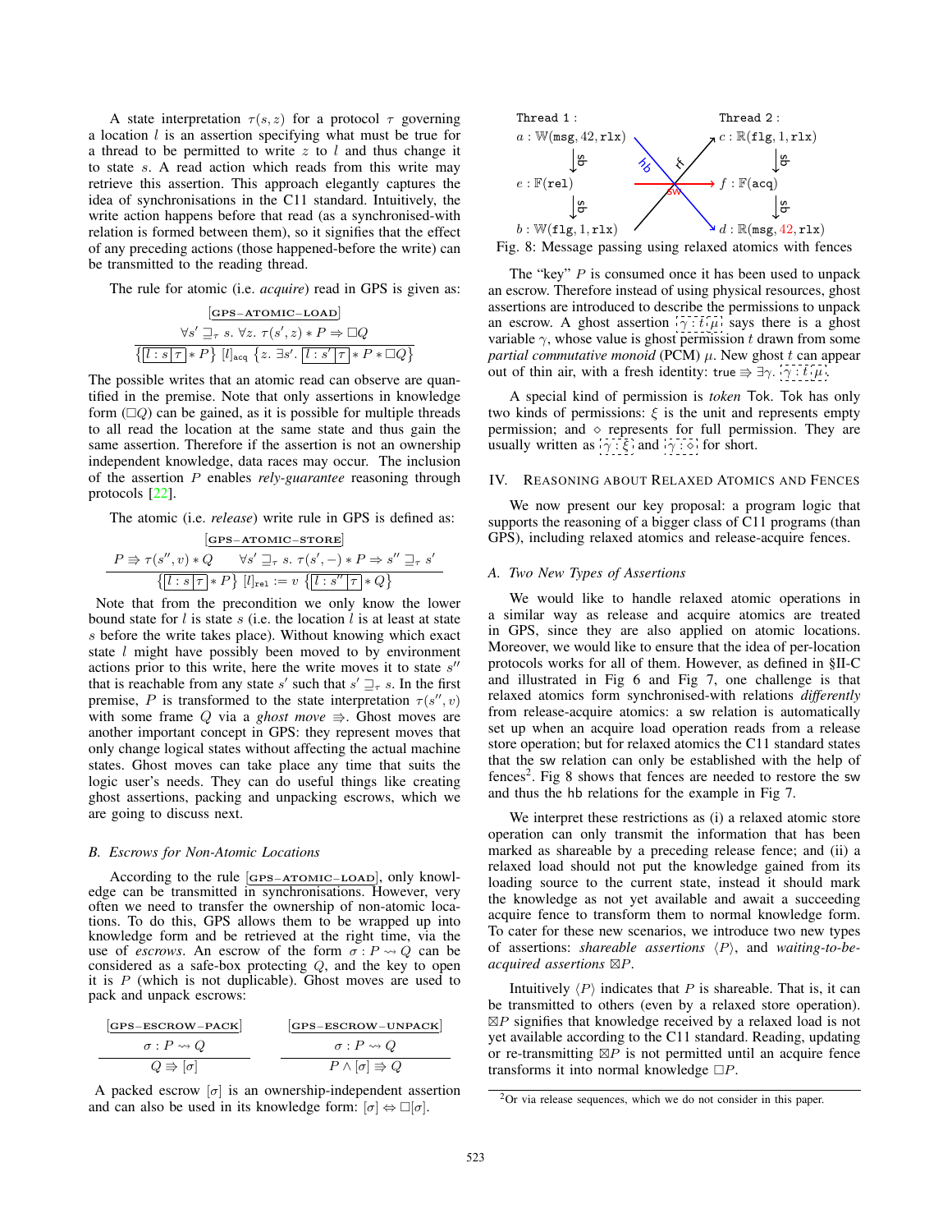A state interpretation $\tau(s, z)$ for a protocol $\tau$ governing a location $l$ is an assertion specifying what must be true for a thread to be permitted to write $z$ to $l$ and thus change it to state $s$. A read action which reads from this write may retrieve this assertion. This approach elegantly captures the idea of synchronisations in the C11 standard. Intuitively, the write action happens before that read (as a synchronised-with relation is formed between them), so it signifies that the effect of any preceding actions (those happened-before the write) can be transmitted to the reading thread.

The rule for atomic (i.e. *acquire*) read in GPS is given as:

$$\frac{[\text{GPS-ATOMIC-LOAD}] \quad \forall s' \sqsupseteq_\tau s.\ \forall z.\ \tau(s', z) * P \Rightarrow \Box Q}{\{\boxed{l : s \mid \tau} * P\}\ [l]_{\texttt{acq}}\ \{z.\ \exists s'.\ \boxed{l : s' \mid \tau} * P * \Box Q\}}$$

The possible writes that an atomic read can observe are quantified in the premise. Note that only assertions in knowledge form ($\Box Q$) can be gained, as it is possible for multiple threads to all read the location at the same state and thus gain the same assertion. Therefore if the assertion is not an ownership independent knowledge, data races may occur. The inclusion of the assertion $P$ enables *rely-guarantee* reasoning through protocols [22].

The atomic (i.e. *release*) write rule in GPS is defined as:

$$\frac{[\text{GPS-ATOMIC-STORE}] \quad P \Rrightarrow \tau(s'', v) * Q \qquad \forall s' \sqsupseteq_\tau s.\ \tau(s', -) * P \Rightarrow s'' \sqsupseteq_\tau s'}{\{\boxed{l : s \mid \tau} * P\}\ [l]_{\texttt{rel}} := v\ \{\boxed{l : s'' \mid \tau} * Q\}}$$

Note that from the precondition we only know the lower bound state for $l$ is state $s$ (i.e. the location $l$ is at least at state $s$ before the write takes place). Without knowing which exact state $l$ might have possibly been moved to by environment actions prior to this write, here the write moves it to state $s''$ that is reachable from any state $s'$ such that $s' \sqsupseteq_\tau s$. In the first premise, $P$ is transformed to the state interpretation $\tau(s'', v)$ with some frame $Q$ via a *ghost move* $\Rrightarrow$. Ghost moves are another important concept in GPS: they represent moves that only change logical states without affecting the actual machine states. Ghost moves can take place any time that suits the logic user's needs. They can do useful things like creating ghost assertions, packing and unpacking escrows, which we are going to discuss next.

### B. Escrows for Non-Atomic Locations

According to the rule [GPS-ATOMIC-LOAD], only knowledge can be transmitted in synchronisations. However, very often we need to transfer the ownership of non-atomic locations. To do this, GPS allows them to be wrapped up into knowledge form and be retrieved at the right time, via the use of *escrows*. An escrow of the form $\sigma : P \rightsquigarrow Q$ can be considered as a safe-box protecting $Q$, and the key to open it is $P$ (which is not duplicable). Ghost moves are used to pack and unpack escrows:

$$\frac{[\text{GPS-ESCROW-PACK}] \quad \sigma : P \rightsquigarrow Q}{Q \Rrightarrow [\sigma]} \qquad \frac{[\text{GPS-ESCROW-UNPACK}] \quad \sigma : P \rightsquigarrow Q}{P \wedge [\sigma] \Rrightarrow Q}$$

A packed escrow $[\sigma]$ is an ownership-independent assertion and can also be used in its knowledge form: $[\sigma] \Leftrightarrow \Box[\sigma]$.

```
Thread 1 :                                   Thread 2 :
a : W(msg, 42, rlx)                          c : R(flg, 1, rlx)
      | sb                                         | sb
e : F(rel)           ----sw---->             f : F(acq)
      | sb                                         | sb
b : W(flg, 1, rlx)                           d : R(msg, 42, rlx)
(hb: a -> d, rf: b -> c)
```

Fig. 8: Message passing using relaxed atomics with fences

The "key" $P$ is consumed once it has been used to unpack an escrow. Therefore instead of using physical resources, ghost assertions are introduced to describe the permissions to unpack an escrow. A ghost assertion $\gamma : t_\mu$ says there is a ghost variable $\gamma$, whose value is ghost permission $t$ drawn from some *partial commutative monoid* (PCM) $\mu$. New ghost $t$ can appear out of thin air, with a fresh identity: $\texttt{true} \Rrightarrow \exists\gamma.\ \gamma : t_\mu$.

A special kind of permission is *token* Tok. Tok has only two kinds of permissions: $\xi$ is the unit and represents empty permission; and $\diamond$ represents for full permission. They are usually written as $\gamma : \xi$ and $\gamma : \diamond$ for short.

## IV. Reasoning about Relaxed Atomics and Fences

We now present our key proposal: a program logic that supports the reasoning of a bigger class of C11 programs (than GPS), including relaxed atomics and release-acquire fences.

### A. Two New Types of Assertions

We would like to handle relaxed atomic operations in a similar way as release and acquire atomics are treated in GPS, since they are also applied on atomic locations. Moreover, we would like to ensure that the idea of per-location protocols works for all of them. However, as defined in §II-C and illustrated in Fig 6 and Fig 7, one challenge is that relaxed atomics form synchronised-with relations *differently* from release-acquire atomics: a sw relation is automatically set up when an acquire load operation reads from a release store operation; but for relaxed atomics the C11 standard states that the sw relation can only be established with the help of fences[2]. Fig 8 shows that fences are needed to restore the sw and thus the hb relations for the example in Fig 7.

We interpret these restrictions as (i) a relaxed atomic store operation can only transmit the information that has been marked as shareable by a preceding release fence; and (ii) a relaxed load should not put the knowledge gained from its loading source to the current state, instead it should mark the knowledge as not yet available and await a succeeding acquire fence to transform them to normal knowledge form. To cater for these new scenarios, we introduce two new types of assertions: *shareable assertions* $\langle P \rangle$, and *waiting-to-be-acquired assertions* $\boxtimes P$.

Intuitively $\langle P \rangle$ indicates that $P$ is shareable. That is, it can be transmitted to others (even by a relaxed store operation). $\boxtimes P$ signifies that knowledge received by a relaxed load is not yet available according to the C11 standard. Reading, updating or re-transmitting $\boxtimes P$ is not permitted until an acquire fence transforms it into normal knowledge $\Box P$.

[2] Or via release sequences, which we do not consider in this paper.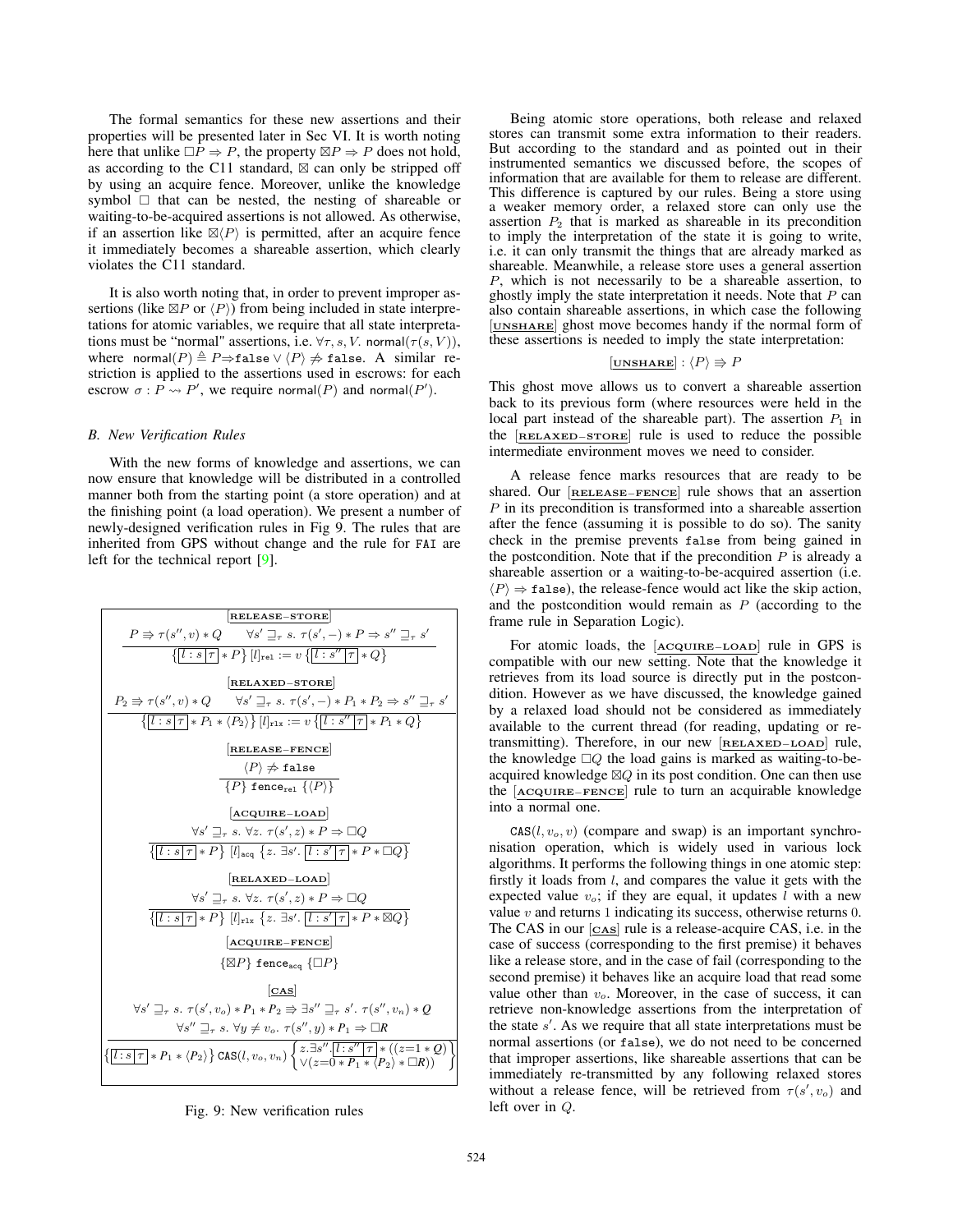The formal semantics for these new assertions and their properties will be presented later in Sec VI. It is worth noting here that unlike $\Box P \Rightarrow P$, the property $\boxtimes P \Rightarrow P$ does not hold, as according to the C11 standard, $\boxtimes$ can only be stripped off by using an acquire fence. Moreover, unlike the knowledge symbol $\Box$ that can be nested, the nesting of shareable or waiting-to-be-acquired assertions is not allowed. As otherwise, if an assertion like $\boxtimes\langle P\rangle$ is permitted, after an acquire fence it immediately becomes a shareable assertion, which clearly violates the C11 standard.

It is also worth noting that, in order to prevent improper assertions (like $\boxtimes P$ or $\langle P\rangle$) from being included in state interpretations for atomic variables, we require that all state interpretations must be "normal" assertions, i.e. $\forall \tau, s, V.\ \mathsf{normal}(\tau(s, V))$, where $\mathsf{normal}(P) \triangleq P \Rrightarrow \mathtt{false} \vee \langle P\rangle \not\Rrightarrow \mathtt{false}$. A similar restriction is applied to the assertions used in escrows: for each escrow $\sigma : P \rightsquigarrow P'$, we require $\mathsf{normal}(P)$ and $\mathsf{normal}(P')$.

### B. New Verification Rules

With the new forms of knowledge and assertions, we can now ensure that knowledge will be distributed in a controlled manner both from the starting point (a store operation) and at the finishing point (a load operation). We present a number of newly-designed verification rules in Fig 9. The rules that are inherited from GPS without change and the rule for `FAI` are left for the technical report [9].

[RELEASE−STORE]

$$\frac{P \Rrightarrow \tau(s'', v) * Q \qquad \forall s' \sqsupseteq_\tau s.\ \tau(s', -) * P \Rightarrow s'' \sqsupseteq_\tau s'}{\left\{\boxed{l : s \mid \tau} * P\right\}\ [l]_{\mathtt{rel}} := v\ \left\{\boxed{l : s'' \mid \tau} * Q\right\}}$$

[RELAXED−STORE]

$$\frac{P_2 \Rrightarrow \tau(s'', v) * Q \qquad \forall s' \sqsupseteq_\tau s.\ \tau(s', -) * P_1 * P_2 \Rightarrow s'' \sqsupseteq_\tau s'}{\left\{\boxed{l : s \mid \tau} * P_1 * \langle P_2\rangle\right\}\ [l]_{\mathtt{rlx}} := v\ \left\{\boxed{l : s'' \mid \tau} * P_1 * Q\right\}}$$

[RELEASE−FENCE]

$$\frac{\langle P\rangle \not\Rrightarrow \mathtt{false}}{\{P\}\ \mathtt{fence}_{\mathtt{rel}}\ \{\langle P\rangle\}}$$

[ACQUIRE−LOAD]

$$\frac{\forall s' \sqsupseteq_\tau s.\ \forall z.\ \tau(s', z) * P \Rightarrow \Box Q}{\left\{\boxed{l : s \mid \tau} * P\right\}\ [l]_{\mathtt{acq}}\ \left\{z.\ \exists s'.\ \boxed{l : s' \mid \tau} * P * \Box Q\right\}}$$

[RELAXED−LOAD]

$$\frac{\forall s' \sqsupseteq_\tau s.\ \forall z.\ \tau(s', z) * P \Rightarrow \Box Q}{\left\{\boxed{l : s \mid \tau} * P\right\}\ [l]_{\mathtt{rlx}}\ \left\{z.\ \exists s'.\ \boxed{l : s' \mid \tau} * P * \boxtimes Q\right\}}$$

[ACQUIRE−FENCE]

$$\{\boxtimes P\}\ \mathtt{fence}_{\mathtt{acq}}\ \{\Box P\}$$

[CAS]

$$\frac{\begin{array}{c}\forall s' \sqsupseteq_\tau s.\ \tau(s', v_o) * P_1 * P_2 \Rrightarrow \exists s'' \sqsupseteq_\tau s'.\ \tau(s'', v_n) * Q \\ \forall s'' \sqsupseteq_\tau s.\ \forall y \neq v_o.\ \tau(s'', y) * P_1 \Rightarrow \Box R\end{array}}{\left\{\boxed{l : s \mid \tau} * P_1 * \langle P_2\rangle\right\}\ \mathtt{CAS}(l, v_o, v_n)\ \left\{\begin{array}{l} z.\exists s''.\ \boxed{l : s'' \mid \tau} * ((z{=}1 * Q) \\ \vee (z{=}0 * P_1 * \langle P_2\rangle * \Box R))\end{array}\right\}}$$

Fig. 9: New verification rules

Being atomic store operations, both release and relaxed stores can transmit some extra information to their readers. But according to the standard and as pointed out in their instrumented semantics we discussed before, the scopes of information that are available for them to release are different. This difference is captured by our rules. Being a store using a weaker memory order, a relaxed store can only use the assertion $P_2$ that is marked as shareable in its precondition to imply the interpretation of the state it is going to write, i.e. it can only transmit the things that are already marked as shareable. Meanwhile, a release store uses a general assertion $P$, which is not necessarily to be a shareable assertion, to ghostly imply the state interpretation it needs. Note that $P$ can also contain shareable assertions, in which case the following [UNSHARE] ghost move becomes handy if the normal form of these assertions is needed to imply the state interpretation:

$$[\textsc{unshare}] : \langle P\rangle \Rrightarrow P$$

This ghost move allows us to convert a shareable assertion back to its previous form (where resources were held in the local part instead of the shareable part). The assertion $P_1$ in the [RELAXED−STORE] rule is used to reduce the possible intermediate environment moves we need to consider.

A release fence marks resources that are ready to be shared. Our [RELEASE−FENCE] rule shows that an assertion $P$ in its precondition is transformed into a shareable assertion after the fence (assuming it is possible to do so). The sanity check in the premise prevents `false` from being gained in the postcondition. Note that if the precondition $P$ is already a shareable assertion or a waiting-to-be-acquired assertion (i.e. $\langle P\rangle \Rightarrow \mathtt{false}$), the release-fence would act like the skip action, and the postcondition would remain as $P$ (according to the frame rule in Separation Logic).

For atomic loads, the [ACQUIRE−LOAD] rule in GPS is compatible with our new setting. Note that the knowledge it retrieves from its load source is directly put in the postcondition. However as we have discussed, the knowledge gained by a relaxed load should not be considered as immediately available to the current thread (for reading, updating or re-transmitting). Therefore, in our new [RELAXED−LOAD] rule, the knowledge $\Box Q$ the load gains is marked as waiting-to-be-acquired knowledge $\boxtimes Q$ in its post condition. One can then use the [ACQUIRE−FENCE] rule to turn an acquirable knowledge into a normal one.

$\mathtt{CAS}(l, v_o, v)$ (compare and swap) is an important synchronisation operation, which is widely used in various lock algorithms. It performs the following things in one atomic step: firstly it loads from $l$, and compares the value it gets with the expected value $v_o$; if they are equal, it updates $l$ with a new value $v$ and returns 1 indicating its success, otherwise returns 0. The CAS in our [CAS] rule is a release-acquire CAS, i.e. in the case of success (corresponding to the first premise) it behaves like a release store, and in the case of fail (corresponding to the second premise) it behaves like an acquire load that read some value other than $v_o$. Moreover, in the case of success, it can retrieve non-knowledge assertions from the interpretation of the state $s'$. As we require that all state interpretations must be normal assertions (or `false`), we do not need to be concerned that improper assertions, like shareable assertions that can be immediately re-transmitted by any following relaxed stores without a release fence, will be retrieved from $\tau(s', v_o)$ and left over in $Q$.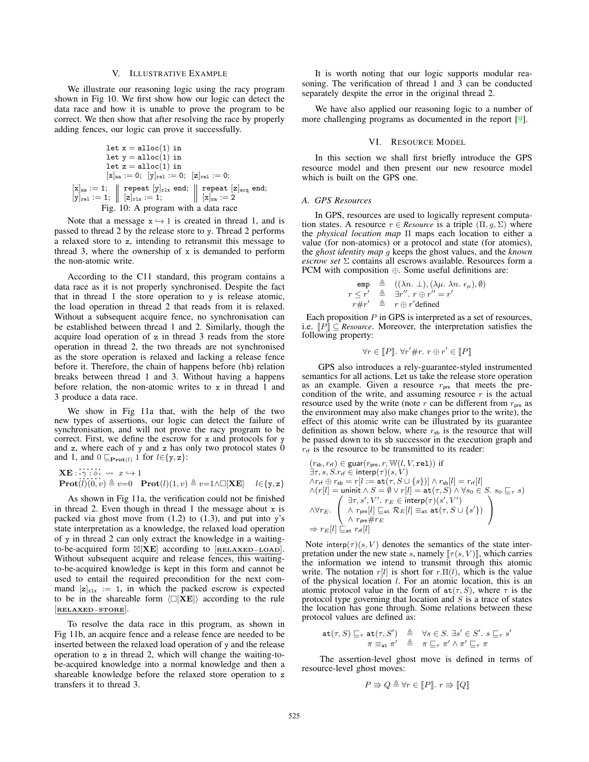## V. Illustrative Example

We illustrate our reasoning logic using the racy program shown in Fig 10. We first show how our logic can detect the data race and how it is unable to prove the program to be correct. We then show that after resolving the race by properly adding fences, our logic can prove it successfully.

```
let x = alloc(1) in
let y = alloc(1) in
let z = alloc(1) in
[x]na := 0;  [y]rel := 0;  [z]rel := 0;
[x]na := 1;   ||  repeat [y]rlx end;  ||  repeat [z]acq end;
[y]rel := 1;  ||  [z]rlx := 1;        ||  [x]na := 2
```

Fig. 10: A program with a data race

Note that a message $x \hookrightarrow 1$ is created in thread 1, and is passed to thread 2 by the release store to y. Thread 2 performs a relaxed store to z, intending to retransmit this message to thread 3, where the ownership of x is demanded to perform the non-atomic write.

According to the C11 standard, this program contains a data race as it is not properly synchronised. Despite the fact that in thread 1 the store operation to y is release atomic, the load operation in thread 2 that reads from it is relaxed. Without a subsequent acquire fence, no synchronisation can be established between thread 1 and 2. Similarly, though the acquire load operation of z in thread 3 reads from the store operation in thread 2, the two threads are not synchronised as the store operation is relaxed and lacking a release fence before it. Therefore, the chain of happens before (hb) relation breaks between thread 1 and 3. Without having a happens before relation, the non-atomic writes to x in thread 1 and 3 produce a data race.

We show in Fig 11a that, with the help of the two new types of assertions, our logic can detect the failure of synchronisation, and will not prove the racy program to be correct. First, we define the escrow for x and protocols for y and z, where each of y and z has only two protocol states 0 and 1, and $0 \sqsubseteq_{\mathbf{Prot}(l)} 1$ for $l \in \{y, z\}$:

$$\mathbf{XE} : \boxed{\gamma : \diamond} \rightsquigarrow x \hookrightarrow 1$$
$$\mathbf{Prot}(l)(0, v) \triangleq v{=}0 \quad \mathbf{Prot}(l)(1, v) \triangleq v{=}1 \wedge \square[\mathbf{XE}] \quad l \in \{y, z\}$$

As shown in Fig 11a, the verification could not be finished in thread 2. Even though in thread 1 the message about x is packed via ghost move from (1.2) to (1.3), and put into y's state interpretation as a knowledge, the relaxed load operation of y in thread 2 can only extract the knowledge in a waiting-to-be-acquired form $\boxtimes[\mathbf{XE}]$ according to [RELAXED−LOAD]. Without subsequent acquire and release fences, this waiting-to-be-acquired knowledge is kept in this form and cannot be used to entail the required precondition for the next command $[z]_{\mathtt{rlx}} := 1$, in which the packed escrow is expected to be in the shareable form $\langle\square[\mathbf{XE}]\rangle$ according to the rule [RELAXED−STORE].

To resolve the data race in this program, as shown in Fig 11b, an acquire fence and a release fence are needed to be inserted between the relaxed load operation of y and the release operation to z in thread 2, which will change the waiting-to-be-acquired knowledge into a normal knowledge and then a shareable knowledge before the relaxed store operation to z transfers it to thread 3.

It is worth noting that our logic supports modular reasoning. The verification of thread 1 and 3 can be conducted separately despite the error in the original thread 2.

We have also applied our reasoning logic to a number of more challenging programs as documented in the report [9].

## VI. Resource Model

In this section we shall first briefly introduce the GPS resource model and then present our new resource model which is built on the GPS one.

### A. GPS Resources

In GPS, resources are used to logically represent computation states. A resource $r \in \mathit{Resource}$ is a triple $(\Pi, g, \Sigma)$ where the *physical location map* $\Pi$ maps each location to either a value (for non-atomics) or a protocol and state (for atomics), the *ghost identity map* $g$ keeps the ghost values, and the *known escrow set* $\Sigma$ contains all escrows available. Resources form a PCM with composition $\oplus$. Some useful definitions are:

$$\begin{aligned}
\mathtt{emp} &\triangleq ((\lambda n.\ \bot), (\lambda\mu.\ \lambda n.\ \epsilon_\mu), \emptyset) \\
r \leq r' &\triangleq \exists r''.\ r \oplus r'' = r' \\
r \# r' &\triangleq r \oplus r' \text{defined}
\end{aligned}$$

Each proposition $P$ in GPS is interpreted as a set of resources, i.e. $[\![P]\!] \subseteq \mathit{Resource}$. Moreover, the interpretation satisfies the following property:

$$\forall r \in [\![P]\!].\ \forall r' \# r.\ r \oplus r' \in [\![P]\!]$$

GPS also introduces a rely-guarantee-styled instrumented semantics for all actions. Let us take the release store operation as an example. Given a resource $r_{\mathsf{pre}}$ that meets the precondition of the write, and assuming resource $r$ is the actual resource used by the write (note $r$ can be different from $r_{\mathsf{pre}}$ as the environment may also make changes prior to the write), the effect of this atomic write can be illustrated by its guarantee definition as shown below, where $r_{\mathsf{sb}}$ is the resource that will be passed down to its sb successor in the execution graph and $r_{\mathsf{rf}}$ is the resource to be transmitted to its reader:

$$\begin{aligned}
&(r_{\mathsf{sb}}, r_{\mathsf{rf}}) \in \mathsf{guar}(r_{\mathsf{pre}}, r, \mathbb{W}(l, V, \mathtt{rel})) \text{ if} \\
&\exists \tau, s, S. r_{\mathsf{rf}} \in \mathsf{interp}(\tau)(s, V) \\
&\wedge r_{\mathsf{rf}} \oplus r_{\mathsf{sb}} = r[l := \mathtt{at}(\tau, S \cup \{s\})] \wedge r_{\mathsf{sb}}[l] = r_{\mathsf{rf}}[l] \\
&\wedge (r[l] = \mathsf{uninit} \wedge S = \emptyset \vee r[l] = \mathtt{at}(\tau, S) \wedge \forall s_0 \in S.\ s_0 \sqsubseteq_\tau s) \\
&\wedge \forall r_E. \begin{pmatrix} \exists \tau, s', V'.\ r_E \in \mathsf{interp}(\tau)(s', V') \\ \wedge\ r_{\mathsf{pre}}[l] \sqsubseteq_{\mathtt{at}} \mathcal{R}_E[l] \equiv_{\mathtt{at}} \mathtt{at}(\tau, S \cup \{s'\}) \\ \wedge\ r_{\mathsf{pre}} \# r_E \end{pmatrix} \\
&\Rightarrow r_E[l] \sqsubseteq_{\mathtt{at}} r_{\mathsf{rf}}[l]
\end{aligned}$$

Note $\mathsf{interp}(\tau)(s, V)$ denotes the semantics of the state interpretation under the new state $s$, namely $[\![\tau(s, V)]\!]$, which carries the information we intend to transmit through this atomic write. The notation $r[l]$ is short for $r.\Pi(l)$, which is the value of the physical location $l$. For an atomic location, this is an atomic protocol value in the form of $\mathtt{at}(\tau, S)$, where $\tau$ is the protocol type governing that location and $S$ is a trace of states the location has gone through. Some relations between these protocol values are defined as:

$$\begin{aligned}
\mathtt{at}(\tau, S) \sqsubseteq_\tau \mathtt{at}(\tau, S') &\triangleq \forall s \in S.\ \exists s' \in S'.\ s \sqsubseteq_\tau s' \\
\pi \equiv_{\mathtt{at}} \pi' &\triangleq \pi \sqsubseteq_\tau \pi' \wedge \pi' \sqsubseteq_\tau \pi
\end{aligned}$$

The assertion-level ghost move is defined in terms of resource-level ghost moves:

$$P \Rrightarrow Q \triangleq \forall r \in [\![P]\!].\ r \Rrightarrow [\![Q]\!]$$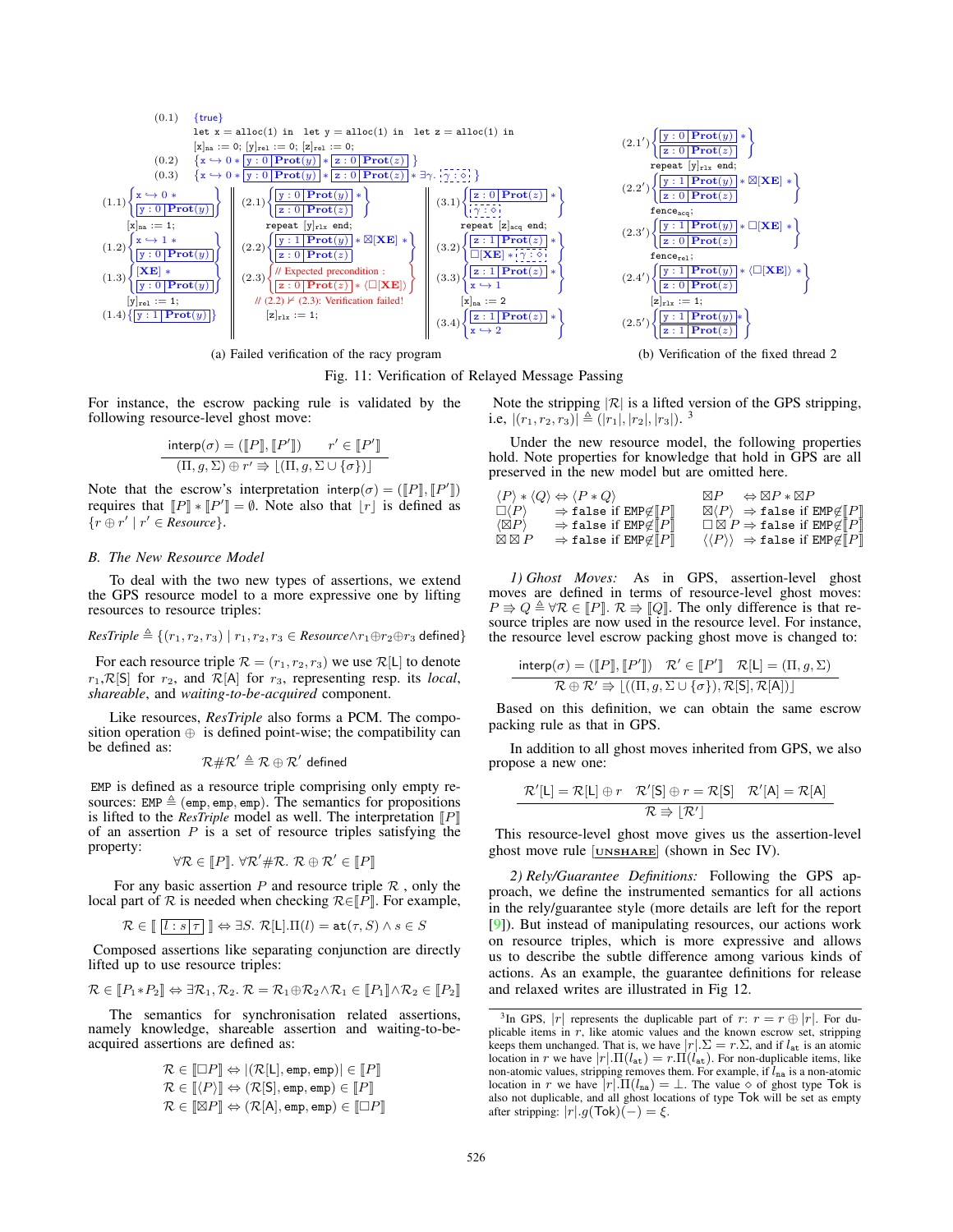```
(0.1)  {true}
       let x = alloc(1) in  let y = alloc(1) in  let z = alloc(1) in
       [x]na := 0; [y]rel := 0; [z]rel := 0;
(0.2)  {x ↪ 0 * [y : 0 | Prot(y)] * [z : 0 | Prot(z)]}
(0.3)  {x ↪ 0 * [y : 0 | Prot(y)] * [z : 0 | Prot(z)] * ∃γ. [γ : ◇]}

Thread 1:
(1.1)  {x ↪ 0 * [y : 0 | Prot(y)]}
       [x]na := 1;
(1.2)  {x ↪ 1 * [y : 0 | Prot(y)]}
(1.3)  {[XE] * [y : 0 | Prot(y)]}
       [y]rel := 1;
(1.4)  {[y : 1 | Prot(y)]}

Thread 2:
(2.1)  {[y : 0 | Prot(y)] * [z : 0 | Prot(z)]}
       repeat [y]rlx end;
(2.2)  {[y : 1 | Prot(y)] * ⊠[XE] * [z : 0 | Prot(z)]}
(2.3)  {// Expected precondition :
        [z : 0 | Prot(z)] * ⟨□[XE]⟩}
       // (2.2) ⊬ (2.3): Verification failed!
       [z]rlx := 1;

Thread 3:
(3.1)  {[z : 0 | Prot(z)] * [γ : ◇]}
       repeat [z]acq end;
(3.2)  {[z : 1 | Prot(z)] * □[XE] * [γ : ◇]}
(3.3)  {[z : 1 | Prot(z)] * x ↪ 1}
       [x]na := 2
(3.4)  {[z : 1 | Prot(z)] * x ↪ 2}
```

(a) Failed verification of the racy program

```
(2.1') {[y : 0 | Prot(y)] * [z : 0 | Prot(z)]}
       repeat [y]rlx end;
(2.2') {[y : 1 | Prot(y)] * ⊠[XE] * [z : 0 | Prot(z)]}
       fence_acq;
(2.3') {[y : 1 | Prot(y)] * □[XE] * [z : 0 | Prot(z)]}
       fence_rel;
(2.4') {[y : 1 | Prot(y)] * ⟨□[XE]⟩ * [z : 0 | Prot(z)]}
       [z]rlx := 1;
(2.5') {[y : 1 | Prot(y)] * [z : 1 | Prot(z)]}
```

(b) Verification of the fixed thread 2

Fig. 11: Verification of Relayed Message Passing

For instance, the escrow packing rule is validated by the following resource-level ghost move:

$$\frac{\mathsf{interp}(\sigma) = (\llbracket P \rrbracket, \llbracket P' \rrbracket) \qquad r' \in \llbracket P' \rrbracket}{(\Pi, g, \Sigma) \oplus r' \Rrightarrow \lfloor (\Pi, g, \Sigma \cup \{\sigma\}) \rfloor}$$

Note that the escrow's interpretation $\mathsf{interp}(\sigma) = (\llbracket P \rrbracket, \llbracket P' \rrbracket)$ requires that $\llbracket P \rrbracket * \llbracket P' \rrbracket = \emptyset$. Note also that $\lfloor r \rfloor$ is defined as $\{r \oplus r' \mid r' \in \mathit{Resource}\}$.

## B. The New Resource Model

To deal with the two new types of assertions, we extend the GPS resource model to a more expressive one by lifting resources to resource triples:

$$\mathit{ResTriple} \triangleq \{(r_1, r_2, r_3) \mid r_1, r_2, r_3 \in \mathit{Resource} \wedge r_1 \oplus r_2 \oplus r_3 \text{ defined}\}$$

For each resource triple $\mathcal{R} = (r_1, r_2, r_3)$ we use $\mathcal{R}[\mathsf{L}]$ to denote $r_1$, $\mathcal{R}[\mathsf{S}]$ for $r_2$, and $\mathcal{R}[\mathsf{A}]$ for $r_3$, representing resp. its *local*, *shareable*, and *waiting-to-be-acquired* component.

Like resources, *ResTriple* also forms a PCM. The composition operation $\oplus$ is defined point-wise; the compatibility can be defined as:

$$\mathcal{R} \# \mathcal{R}' \triangleq \mathcal{R} \oplus \mathcal{R}' \text{ defined}$$

EMP is defined as a resource triple comprising only empty resources: $\texttt{EMP} \triangleq (\mathsf{emp}, \mathsf{emp}, \mathsf{emp})$. The semantics for propositions is lifted to the *ResTriple* model as well. The interpretation $\llbracket P \rrbracket$ of an assertion $P$ is a set of resource triples satisfying the property:

$$\forall \mathcal{R} \in \llbracket P \rrbracket.\ \forall \mathcal{R}' \# \mathcal{R}.\ \mathcal{R} \oplus \mathcal{R}' \in \llbracket P \rrbracket$$

For any basic assertion $P$ and resource triple $\mathcal{R}$ , only the local part of $\mathcal{R}$ is needed when checking $\mathcal{R} \in \llbracket P \rrbracket$. For example,

$$\mathcal{R} \in \llbracket\ \boxed{l : s \mid \tau}\ \rrbracket \Leftrightarrow \exists S.\ \mathcal{R}[\mathsf{L}].\Pi(l) = \mathsf{at}(\tau, S) \wedge s \in S$$

Composed assertions like separating conjunction are directly lifted up to use resource triples:

$$\mathcal{R} \in \llbracket P_1 * P_2 \rrbracket \Leftrightarrow \exists \mathcal{R}_1, \mathcal{R}_2.\ \mathcal{R} = \mathcal{R}_1 \oplus \mathcal{R}_2 \wedge \mathcal{R}_1 \in \llbracket P_1 \rrbracket \wedge \mathcal{R}_2 \in \llbracket P_2 \rrbracket$$

The semantics for synchronisation related assertions, namely knowledge, shareable assertion and waiting-to-be-acquired assertions are defined as:

$$\begin{aligned} \mathcal{R} \in \llbracket \Box P \rrbracket &\Leftrightarrow |(\mathcal{R}[\mathsf{L}], \mathsf{emp}, \mathsf{emp})| \in \llbracket P \rrbracket \\ \mathcal{R} \in \llbracket \langle P \rangle \rrbracket &\Leftrightarrow (\mathcal{R}[\mathsf{S}], \mathsf{emp}, \mathsf{emp}) \in \llbracket P \rrbracket \\ \mathcal{R} \in \llbracket \boxtimes P \rrbracket &\Leftrightarrow (\mathcal{R}[\mathsf{A}], \mathsf{emp}, \mathsf{emp}) \in \llbracket \Box P \rrbracket \end{aligned}$$

Note the stripping $|\mathcal{R}|$ is a lifted version of the GPS stripping, i.e, $|(r_1, r_2, r_3)| \triangleq (|r_1|, |r_2|, |r_3|)$. [3]

Under the new resource model, the following properties hold. Note properties for knowledge that hold in GPS are all preserved in the new model but are omitted here.

$$\begin{array}{llll} \langle P \rangle * \langle Q \rangle \Leftrightarrow \langle P * Q \rangle & & \boxtimes P & \Leftrightarrow \boxtimes P * \boxtimes P \\ \Box \langle P \rangle & \Rightarrow \texttt{false} \text{ if } \texttt{EMP} \notin \llbracket P \rrbracket & \boxtimes \langle P \rangle & \Rightarrow \texttt{false} \text{ if } \texttt{EMP} \notin \llbracket P \rrbracket \\ \langle \boxtimes P \rangle & \Rightarrow \texttt{false} \text{ if } \texttt{EMP} \notin \llbracket P \rrbracket & \Box \boxtimes P & \Rightarrow \texttt{false} \text{ if } \texttt{EMP} \notin \llbracket P \rrbracket \\ \boxtimes \boxtimes P & \Rightarrow \texttt{false} \text{ if } \texttt{EMP} \notin \llbracket P \rrbracket & \langle \langle P \rangle \rangle & \Rightarrow \texttt{false} \text{ if } \texttt{EMP} \notin \llbracket P \rrbracket \end{array}$$

*1) Ghost Moves:* As in GPS, assertion-level ghost moves are defined in terms of resource-level ghost moves: $P \Rrightarrow Q \triangleq \forall \mathcal{R} \in \llbracket P \rrbracket.\ \mathcal{R} \Rrightarrow \llbracket Q \rrbracket$. The only difference is that resource triples are now used in the resource level. For instance, the resource level escrow packing ghost move is changed to:

$$\frac{\mathsf{interp}(\sigma) = (\llbracket P \rrbracket, \llbracket P' \rrbracket) \quad \mathcal{R}' \in \llbracket P' \rrbracket \quad \mathcal{R}[\mathsf{L}] = (\Pi, g, \Sigma)}{\mathcal{R} \oplus \mathcal{R}' \Rrightarrow \lfloor ((\Pi, g, \Sigma \cup \{\sigma\}), \mathcal{R}[\mathsf{S}], \mathcal{R}[\mathsf{A}]) \rfloor}$$

Based on this definition, we can obtain the same escrow packing rule as that in GPS.

In addition to all ghost moves inherited from GPS, we also propose a new one:

$$\frac{\mathcal{R}'[\mathsf{L}] = \mathcal{R}[\mathsf{L}] \oplus r \quad \mathcal{R}'[\mathsf{S}] \oplus r = \mathcal{R}[\mathsf{S}] \quad \mathcal{R}'[\mathsf{A}] = \mathcal{R}[\mathsf{A}]}{\mathcal{R} \Rrightarrow \lfloor \mathcal{R}' \rfloor}$$

This resource-level ghost move gives us the assertion-level ghost move rule [UNSHARE] (shown in Sec IV).

*2) Rely/Guarantee Definitions:* Following the GPS approach, we define the instrumented semantics for all actions in the rely/guarantee style (more details are left for the report [9]). But instead of manipulating resources, our actions work on resource triples, which is more expressive and allows us to describe the subtle difference among various kinds of actions. As an example, the guarantee definitions for release and relaxed writes are illustrated in Fig 12.

[3] In GPS, $|r|$ represents the duplicable part of $r$: $r = r \oplus |r|$. For duplicable items in $r$, like atomic values and the known escrow set, stripping keeps them unchanged. That is, we have $|r|.\Sigma = r.\Sigma$, and if $l_{\mathtt{at}}$ is an atomic location in $r$ we have $|r|.\Pi(l_{\mathtt{at}}) = r.\Pi(l_{\mathtt{at}})$. For non-duplicable items, like non-atomic values, stripping removes them. For example, if $l_{\mathtt{na}}$ is a non-atomic location in $r$ we have $|r|.\Pi(l_{\mathtt{na}}) = \bot$. The value $\diamond$ of ghost type $\mathsf{Tok}$ is also not duplicable, and all ghost locations of type $\mathsf{Tok}$ will be set as empty after stripping: $|r|.g(\mathsf{Tok})(-) = \xi$.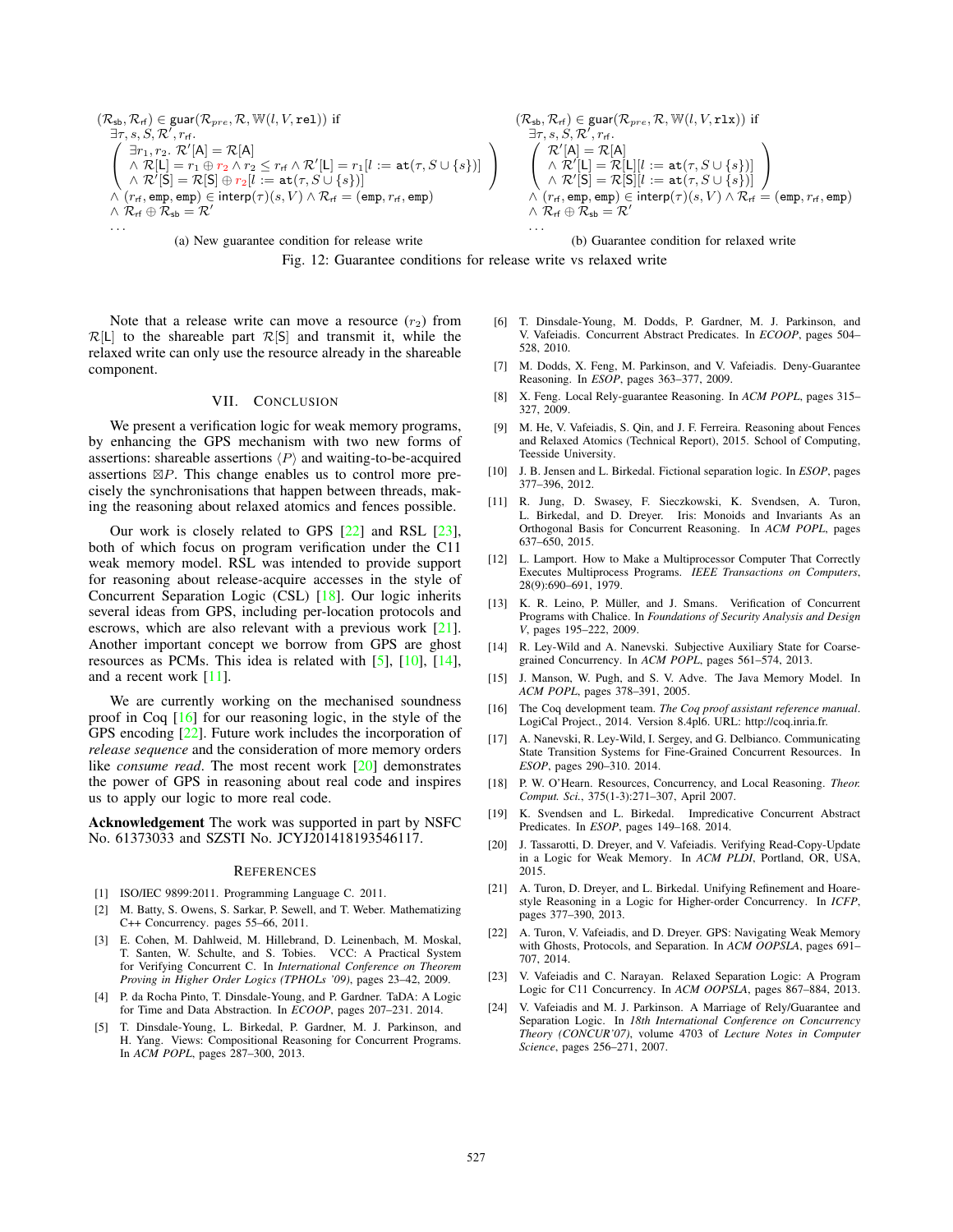$$
\begin{array}{l}
(\mathcal{R}_{\mathsf{sb}}, \mathcal{R}_{\mathsf{rf}}) \in \mathsf{guar}(\mathcal{R}_{pre}, \mathcal{R}, \mathbb{W}(l, V, \mathtt{rel})) \text{ if} \\
\quad \exists \tau, s, S, \mathcal{R}', r_{\mathsf{rf}}. \\
\quad \left( \begin{array}{l}
\exists r_1, r_2.\ \mathcal{R}'[\mathsf{A}] = \mathcal{R}[\mathsf{A}] \\
\wedge\ \mathcal{R}[\mathsf{L}] = r_1 \oplus r_2 \wedge r_2 \leq r_{\mathsf{rf}} \wedge \mathcal{R}'[\mathsf{L}] = r_1[l := \mathtt{at}(\tau, S \cup \{s\})] \\
\wedge\ \mathcal{R}'[\mathsf{S}] = \mathcal{R}[\mathsf{S}] \oplus r_2[l := \mathtt{at}(\tau, S \cup \{s\})]
\end{array} \right) \\
\quad \wedge\ (r_{\mathsf{rf}}, \mathtt{emp}, \mathtt{emp}) \in \mathsf{interp}(\tau)(s, V) \wedge \mathcal{R}_{\mathsf{rf}} = (\mathtt{emp}, r_{\mathsf{rf}}, \mathtt{emp}) \\
\quad \wedge\ \mathcal{R}_{\mathsf{rf}} \oplus \mathcal{R}_{\mathsf{sb}} = \mathcal{R}' \\
\quad \ldots
\end{array}
$$

(a) New guarantee condition for release write

$$
\begin{array}{l}
(\mathcal{R}_{\mathsf{sb}}, \mathcal{R}_{\mathsf{rf}}) \in \mathsf{guar}(\mathcal{R}_{pre}, \mathcal{R}, \mathbb{W}(l, V, \mathtt{rlx})) \text{ if} \\
\quad \exists \tau, s, S, \mathcal{R}', r_{\mathsf{rf}}. \\
\quad \left( \begin{array}{l}
\mathcal{R}'[\mathsf{A}] = \mathcal{R}[\mathsf{A}] \\
\wedge\ \mathcal{R}'[\mathsf{L}] = \mathcal{R}[\mathsf{L}][l := \mathtt{at}(\tau, S \cup \{s\})] \\
\wedge\ \mathcal{R}'[\mathsf{S}] = \mathcal{R}[\mathsf{S}][l := \mathtt{at}(\tau, S \cup \{s\})]
\end{array} \right) \\
\quad \wedge\ (r_{\mathsf{rf}}, \mathtt{emp}, \mathtt{emp}) \in \mathsf{interp}(\tau)(s, V) \wedge \mathcal{R}_{\mathsf{rf}} = (\mathtt{emp}, r_{\mathsf{rf}}, \mathtt{emp}) \\
\quad \wedge\ \mathcal{R}_{\mathsf{rf}} \oplus \mathcal{R}_{\mathsf{sb}} = \mathcal{R}' \\
\quad \ldots
\end{array}
$$

(b) Guarantee condition for relaxed write

Fig. 12: Guarantee conditions for release write vs relaxed write

Note that a release write can move a resource ($r_2$) from $\mathcal{R}[\mathsf{L}]$ to the shareable part $\mathcal{R}[\mathsf{S}]$ and transmit it, while the relaxed write can only use the resource already in the shareable component.

## VII. Conclusion

We present a verification logic for weak memory programs, by enhancing the GPS mechanism with two new forms of assertions: shareable assertions $\langle P \rangle$ and waiting-to-be-acquired assertions $\boxtimes P$. This change enables us to control more precisely the synchronisations that happen between threads, making the reasoning about relaxed atomics and fences possible.

Our work is closely related to GPS [22] and RSL [23], both of which focus on program verification under the C11 weak memory model. RSL was intended to provide support for reasoning about release-acquire accesses in the style of Concurrent Separation Logic (CSL) [18]. Our logic inherits several ideas from GPS, including per-location protocols and escrows, which are also relevant with a previous work [21]. Another important concept we borrow from GPS are ghost resources as PCMs. This idea is related with [5], [10], [14], and a recent work [11].

We are currently working on the mechanised soundness proof in Coq [16] for our reasoning logic, in the style of the GPS encoding [22]. Future work includes the incorporation of *release sequence* and the consideration of more memory orders like *consume read*. The most recent work [20] demonstrates the power of GPS in reasoning about real code and inspires us to apply our logic to more real code.

**Acknowledgement** The work was supported in part by NSFC No. 61373033 and SZSTI No. JCYJ20141819354611 7.

## References

[1] ISO/IEC 9899:2011. Programming Language C. 2011.

[2] M. Batty, S. Owens, S. Sarkar, P. Sewell, and T. Weber. Mathematizing C++ Concurrency. pages 55–66, 2011.

[3] E. Cohen, M. Dahlweid, M. Hillebrand, D. Leinenbach, M. Moskal, T. Santen, W. Schulte, and S. Tobies. VCC: A Practical System for Verifying Concurrent C. In *International Conference on Theorem Proving in Higher Order Logics (TPHOLs '09)*, pages 23–42, 2009.

[4] P. da Rocha Pinto, T. Dinsdale-Young, and P. Gardner. TaDA: A Logic for Time and Data Abstraction. In *ECOOP*, pages 207–231. 2014.

[5] T. Dinsdale-Young, L. Birkedal, P. Gardner, M. J. Parkinson, and H. Yang. Views: Compositional Reasoning for Concurrent Programs. In *ACM POPL*, pages 287–300, 2013.

[6] T. Dinsdale-Young, M. Dodds, P. Gardner, M. J. Parkinson, and V. Vafeiadis. Concurrent Abstract Predicates. In *ECOOP*, pages 504–528, 2010.

[7] M. Dodds, X. Feng, M. Parkinson, and V. Vafeiadis. Deny-Guarantee Reasoning. In *ESOP*, pages 363–377, 2009.

[8] X. Feng. Local Rely-guarantee Reasoning. In *ACM POPL*, pages 315–327, 2009.

[9] M. He, V. Vafeiadis, S. Qin, and J. F. Ferreira. Reasoning about Fences and Relaxed Atomics (Technical Report), 2015. School of Computing, Teesside University.

[10] J. B. Jensen and L. Birkedal. Fictional separation logic. In *ESOP*, pages 377–396, 2012.

[11] R. Jung, D. Swasey, F. Sieczkowski, K. Svendsen, A. Turon, L. Birkedal, and D. Dreyer. Iris: Monoids and Invariants As an Orthogonal Basis for Concurrent Reasoning. In *ACM POPL*, pages 637–650, 2015.

[12] L. Lamport. How to Make a Multiprocessor Computer That Correctly Executes Multiprocess Programs. *IEEE Transactions on Computers*, 28(9):690–691, 1979.

[13] K. R. Leino, P. Müller, and J. Smans. Verification of Concurrent Programs with Chalice. In *Foundations of Security Analysis and Design V*, pages 195–222, 2009.

[14] R. Ley-Wild and A. Nanevski. Subjective Auxiliary State for Coarse-grained Concurrency. In *ACM POPL*, pages 561–574, 2013.

[15] J. Manson, W. Pugh, and S. V. Adve. The Java Memory Model. In *ACM POPL*, pages 378–391, 2005.

[16] The Coq development team. *The Coq proof assistant reference manual*. LogiCal Project., 2014. Version 8.4pl6. URL: http://coq.inria.fr.

[17] A. Nanevski, R. Ley-Wild, I. Sergey, and G. Delbianco. Communicating State Transition Systems for Fine-Grained Concurrent Resources. In *ESOP*, pages 290–310. 2014.

[18] P. W. O'Hearn. Resources, Concurrency, and Local Reasoning. *Theor. Comput. Sci.*, 375(1-3):271–307, April 2007.

[19] K. Svendsen and L. Birkedal. Impredicative Concurrent Abstract Predicates. In *ESOP*, pages 149–168. 2014.

[20] J. Tassarotti, D. Dreyer, and V. Vafeiadis. Verifying Read-Copy-Update in a Logic for Weak Memory. In *ACM PLDI*, Portland, OR, USA, 2015.

[21] A. Turon, D. Dreyer, and L. Birkedal. Unifying Refinement and Hoare-style Reasoning in a Logic for Higher-order Concurrency. In *ICFP*, pages 377–390, 2013.

[22] A. Turon, V. Vafeiadis, and D. Dreyer. GPS: Navigating Weak Memory with Ghosts, Protocols, and Separation. In *ACM OOPSLA*, pages 691–707, 2014.

[23] V. Vafeiadis and C. Narayan. Relaxed Separation Logic: A Program Logic for C11 Concurrency. In *ACM OOPSLA*, pages 867–884, 2013.

[24] V. Vafeiadis and M. J. Parkinson. A Marriage of Rely/Guarantee and Separation Logic. In *18th International Conference on Concurrency Theory (CONCUR'07)*, volume 4703 of *Lecture Notes in Computer Science*, pages 256–271, 2007.